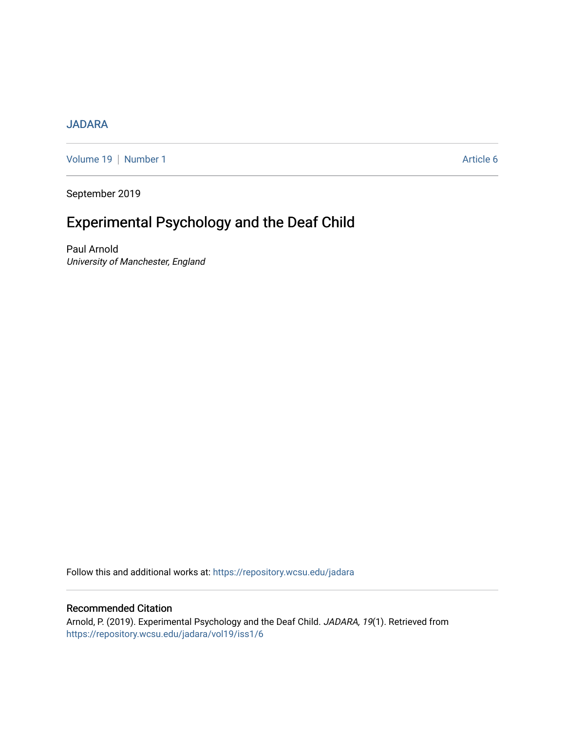JADARA

Volume 19 | Number 1 Article 6

September 2019

# Experimental Psychology and the Deaf Child

Paul Arnold
*University of Manchester, England*

Follow this and additional works at: https://repository.wcsu.edu/jadara

## Recommended Citation

Arnold, P. (2019). Experimental Psychology and the Deaf Child. *JADARA, 19*(1). Retrieved from https://repository.wcsu.edu/jadara/vol19/iss1/6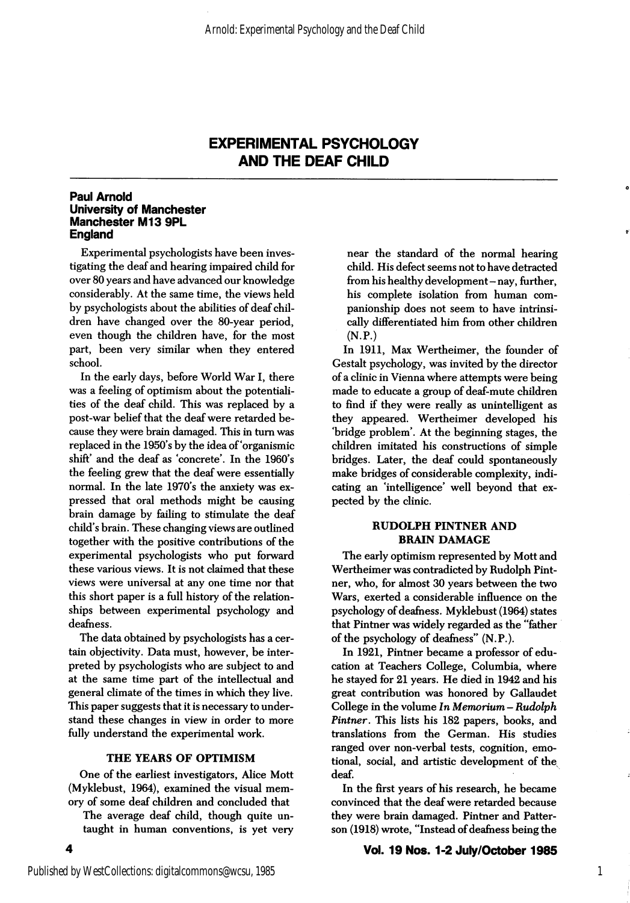# EXPERIMENTAL PSYCHOLOGY AND THE DEAF CHILD

**Paul Arnold**
**University of Manchester**
**Manchester M13 9PL**
**England**

Experimental psychologists have been investigating the deaf and hearing impaired child for over 80 years and have advanced our knowledge considerably. At the same time, the views held by psychologists about the abilities of deaf children have changed over the 80-year period, even though the children have, for the most part, been very similar when they entered school.

In the early days, before World War I, there was a feeling of optimism about the potentialities of the deaf child. This was replaced by a post-war belief that the deaf were retarded because they were brain damaged. This in turn was replaced in the 1950's by the idea of 'organismic shift' and the deaf as 'concrete'. In the 1960's the feeling grew that the deaf were essentially normal. In the late 1970's the anxiety was expressed that oral methods might be causing brain damage by failing to stimulate the deaf child's brain. These changing views are outlined together with the positive contributions of the experimental psychologists who put forward these various views. It is not claimed that these views were universal at any one time nor that this short paper is a full history of the relationships between experimental psychology and deafness.

The data obtained by psychologists has a certain objectivity. Data must, however, be interpreted by psychologists who are subject to and at the same time part of the intellectual and general climate of the times in which they live. This paper suggests that it is necessary to understand these changes in view in order to more fully understand the experimental work.

## THE YEARS OF OPTIMISM

One of the earliest investigators, Alice Mott (Myklebust, 1964), examined the visual memory of some deaf children and concluded that

> The average deaf child, though quite untaught in human conventions, is yet very near the standard of the normal hearing child. His defect seems not to have detracted from his healthy development – nay, further, his complete isolation from human companionship does not seem to have intrinsically differentiated him from other children (N.P.)

In 1911, Max Wertheimer, the founder of Gestalt psychology, was invited by the director of a clinic in Vienna where attempts were being made to educate a group of deaf-mute children to find if they were really as unintelligent as they appeared. Wertheimer developed his 'bridge problem'. At the beginning stages, the children imitated his constructions of simple bridges. Later, the deaf could spontaneously make bridges of considerable complexity, indicating an 'intelligence' well beyond that expected by the clinic.

## RUDOLPH PINTNER AND BRAIN DAMAGE

The early optimism represented by Mott and Wertheimer was contradicted by Rudolph Pintner, who, for almost 30 years between the two Wars, exerted a considerable influence on the psychology of deafness. Myklebust (1964) states that Pintner was widely regarded as the "father of the psychology of deafness" (N.P.).

In 1921, Pintner became a professor of education at Teachers College, Columbia, where he stayed for 21 years. He died in 1942 and his great contribution was honored by Gallaudet College in the volume *In Memorium – Rudolph Pintner*. This lists his 182 papers, books, and translations from the German. His studies ranged over non-verbal tests, cognition, emotional, social, and artistic development of the deaf.

In the first years of his research, he became convinced that the deaf were retarded because they were brain damaged. Pintner and Patterson (1918) wrote, "Instead of deafness being the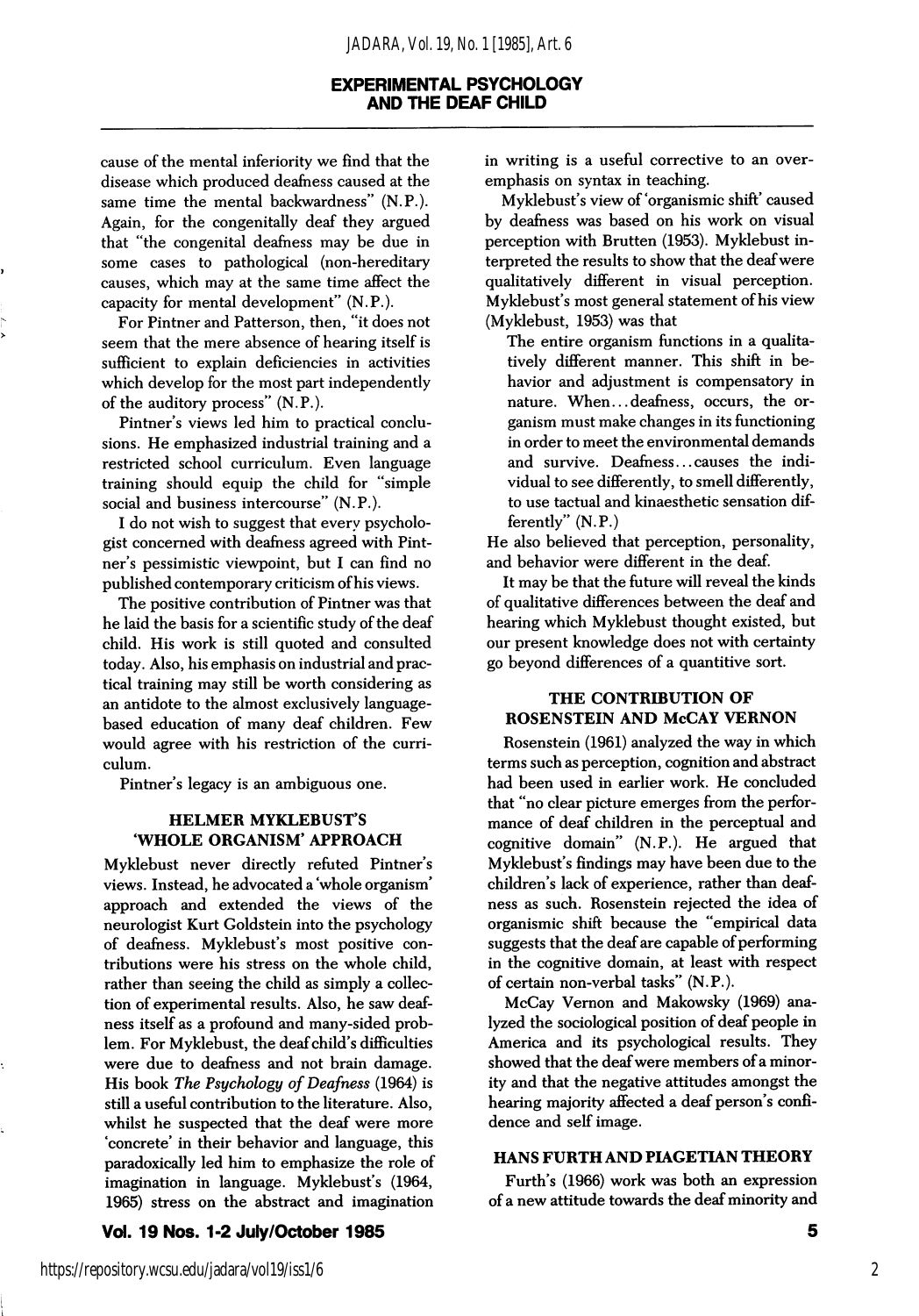cause of the mental inferiority we find that the disease which produced deafness caused at the same time the mental backwardness" (N.P.). Again, for the congenitally deaf they argued that "the congenital deafness may be due in some cases to pathological (non-hereditary causes, which may at the same time affect the capacity for mental development" (N.P.).

For Pintner and Patterson, then, "it does not seem that the mere absence of hearing itself is sufficient to explain deficiencies in activities which develop for the most part independently of the auditory process" (N.P.).

Pintner's views led him to practical conclusions. He emphasized industrial training and a restricted school curriculum. Even language training should equip the child for "simple social and business intercourse" (N.P.).

I do not wish to suggest that every psychologist concerned with deafness agreed with Pintner's pessimistic viewpoint, but I can find no published contemporary criticism of his views.

The positive contribution of Pintner was that he laid the basis for a scientific study of the deaf child. His work is still quoted and consulted today. Also, his emphasis on industrial and practical training may still be worth considering as an antidote to the almost exclusively language-based education of many deaf children. Few would agree with his restriction of the curriculum.

Pintner's legacy is an ambiguous one.

### HELMER MYKLEBUST'S 'WHOLE ORGANISM' APPROACH

Myklebust never directly refuted Pintner's views. Instead, he advocated a 'whole organism' approach and extended the views of the neurologist Kurt Goldstein into the psychology of deafness. Myklebust's most positive contributions were his stress on the whole child, rather than seeing the child as simply a collection of experimental results. Also, he saw deafness itself as a profound and many-sided problem. For Myklebust, the deaf child's difficulties were due to deafness and not brain damage. His book *The Psychology of Deafness* (1964) is still a useful contribution to the literature. Also, whilst he suspected that the deaf were more 'concrete' in their behavior and language, this paradoxically led him to emphasize the role of imagination in language. Myklebust's (1964, 1965) stress on the abstract and imagination in writing is a useful corrective to an over-emphasis on syntax in teaching.

Myklebust's view of 'organismic shift' caused by deafness was based on his work on visual perception with Brutten (1953). Myklebust interpreted the results to show that the deaf were qualitatively different in visual perception. Myklebust's most general statement of his view (Myklebust, 1953) was that

> The entire organism functions in a qualitatively different manner. This shift in behavior and adjustment is compensatory in nature. When...deafness, occurs, the organism must make changes in its functioning in order to meet the environmental demands and survive. Deafness...causes the individual to see differently, to smell differently, to use tactual and kinaesthetic sensation differently" (N.P.)

He also believed that perception, personality, and behavior were different in the deaf.

It may be that the future will reveal the kinds of qualitative differences between the deaf and hearing which Myklebust thought existed, but our present knowledge does not with certainty go beyond differences of a quantitive sort.

### THE CONTRIBUTION OF ROSENSTEIN AND McCAY VERNON

Rosenstein (1961) analyzed the way in which terms such as perception, cognition and abstract had been used in earlier work. He concluded that "no clear picture emerges from the performance of deaf children in the perceptual and cognitive domain" (N.P.). He argued that Myklebust's findings may have been due to the children's lack of experience, rather than deafness as such. Rosenstein rejected the idea of organismic shift because the "empirical data suggests that the deaf are capable of performing in the cognitive domain, at least with respect of certain non-verbal tasks" (N.P.).

McCay Vernon and Makowsky (1969) analyzed the sociological position of deaf people in America and its psychological results. They showed that the deaf were members of a minority and that the negative attitudes amongst the hearing majority affected a deaf person's confidence and self image.

### HANS FURTH AND PIAGETIAN THEORY

Furth's (1966) work was both an expression of a new attitude towards the deaf minority and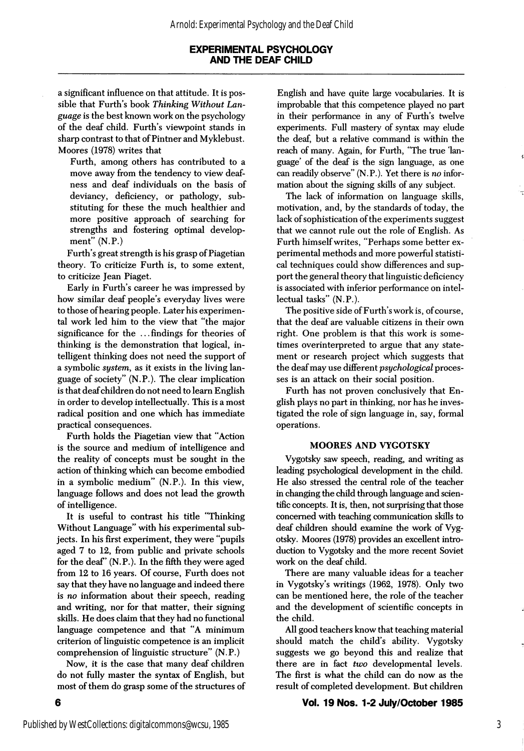a significant influence on that attitude. It is possible that Furth's book *Thinking Without Language* is the best known work on the psychology of the deaf child. Furth's viewpoint stands in sharp contrast to that of Pintner and Myklebust. Moores (1978) writes that

> Furth, among others has contributed to a move away from the tendency to view deafness and deaf individuals on the basis of deviancy, deficiency, or pathology, substituting for these the much healthier and more positive approach of searching for strengths and fostering optimal development" (N.P.)

Furth's great strength is his grasp of Piagetian theory. To criticize Furth is, to some extent, to criticize Jean Piaget.

Early in Furth's career he was impressed by how similar deaf people's everyday lives were to those of hearing people. Later his experimental work led him to the view that "the major significance for the ...findings for theories of thinking is the demonstration that logical, intelligent thinking does not need the support of a symbolic *system*, as it exists in the living language of society" (N.P.). The clear implication is that deaf children do not need to learn English in order to develop intellectually. This is a most radical position and one which has immediate practical consequences.

Furth holds the Piagetian view that "Action is the source and medium of intelligence and the reality of concepts must be sought in the action of thinking which can become embodied in a symbolic medium" (N.P.). In this view, language follows and does not lead the growth of intelligence.

It is useful to contrast his title "Thinking Without Language" with his experimental subjects. In his first experiment, they were "pupils aged 7 to 12, from public and private schools for the deaf" (N.P.). In the fifth they were aged from 12 to 16 years. Of course, Furth does not say that they have no language and indeed there is *no* information about their speech, reading and writing, nor for that matter, their signing skills. He does claim that they had no functional language competence and that "A minimum criterion of linguistic competence is an implicit comprehension of linguistic structure" (N.P.)

Now, it is the case that many deaf children do not fully master the syntax of English, but most of them do grasp some of the structures of English and have quite large vocabularies. It is improbable that this competence played no part in their performance in any of Furth's twelve experiments. Full mastery of syntax may elude the deaf, but a relative command is within the reach of many. Again, for Furth, "The true 'language' of the deaf is the sign language, as one can readily observe" (N.P.). Yet there is *no* information about the signing skills of any subject.

The lack of information on language skills, motivation, and, by the standards of today, the lack of sophistication of the experiments suggest that we cannot rule out the role of English. As Furth himself writes, "Perhaps some better experimental methods and more powerful statistical techniques could show differences and support the general theory that linguistic deficiency is associated with inferior performance on intellectual tasks" (N.P.).

The positive side of Furth's work is, of course, that the deaf are valuable citizens in their own right. One problem is that this work is sometimes overinterpreted to argue that any statement or research project which suggests that the deaf may use different *psychological* processes is an attack on their social position.

Furth has not proven conclusively that English plays no part in thinking, nor has he investigated the role of sign language in, say, formal operations.

## MOORES AND VYGOTSKY

Vygotsky saw speech, reading, and writing as leading psychological development in the child. He also stressed the central role of the teacher in changing the child through language and scientific concepts. It is, then, not surprising that those concerned with teaching communication skills to deaf children should examine the work of Vygotsky. Moores (1978) provides an excellent introduction to Vygotsky and the more recent Soviet work on the deaf child.

There are many valuable ideas for a teacher in Vygotsky's writings (1962, 1978). Only two can be mentioned here, the role of the teacher and the development of scientific concepts in the child.

All good teachers know that teaching material should match the child's ability. Vygotsky suggests we go beyond this and realize that there are in fact *two* developmental levels. The first is what the child can do now as the result of completed development. But children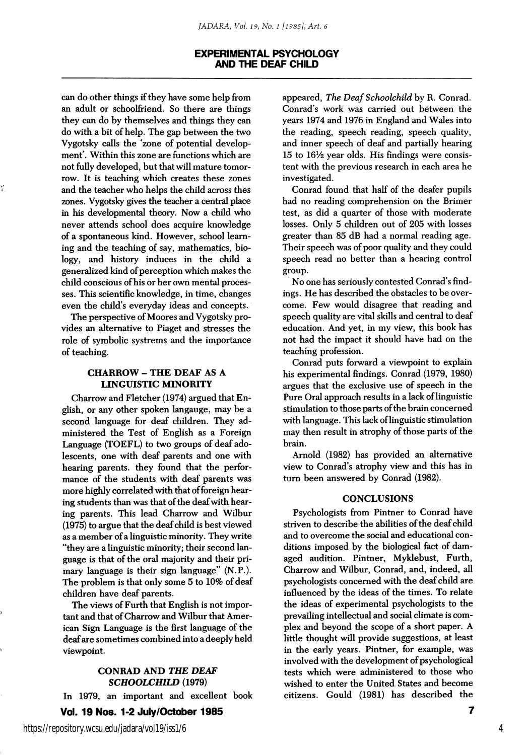can do other things if they have some help from an adult or schoolfriend. So there are things they can do by themselves and things they can do with a bit of help. The gap between the two Vygotsky calls the 'zone of potential development'. Within this zone are functions which are not fully developed, but that will mature tomorrow. It is teaching which creates these zones and the teacher who helps the child across thes zones. Vygotsky gives the teacher a central place in his developmental theory. Now a child who never attends school does acquire knowledge of a spontaneous kind. However, school learning and the teaching of say, mathematics, biology, and history induces in the child a generalized kind of perception which makes the child conscious of his or her own mental processes. This scientific knowledge, in time, changes even the child's everyday ideas and concepts.

The perspective of Moores and Vygotsky provides an alternative to Piaget and stresses the role of symbolic systrems and the importance of teaching.

### CHARROW – THE DEAF AS A LINGUISTIC MINORITY

Charrow and Fletcher (1974) argued that English, or any other spoken langauge, may be a second language for deaf children. They administered the Test of English as a Foreign Language (TOEFL) to two groups of deaf adolescents, one with deaf parents and one with hearing parents. they found that the performance of the students with deaf parents was more highly correlated with that of foreign hearing students than was that of the deaf with hearing parents. This lead Charrow and Wilbur (1975) to argue that the deaf child is best viewed as a member of a linguistic minority. They write "they are a linguistic minority; their second language is that of the oral majority and their primary language is their sign language" (N.P.). The problem is that only some 5 to 10% of deaf children have deaf parents.

The views of Furth that English is not important and that of Charrow and Wilbur that American Sign Language is the first language of the deaf are sometimes combined into a deeply held viewpoint.

### CONRAD AND *THE DEAF SCHOOLCHILD* (1979)

In 1979, an important and excellent book appeared, *The Deaf Schoolchild* by R. Conrad. Conrad's work was carried out between the years 1974 and 1976 in England and Wales into the reading, speech reading, speech quality, and inner speech of deaf and partially hearing 15 to 16½ year olds. His findings were consistent with the previous research in each area he investigated.

Conrad found that half of the deafer pupils had no reading comprehension on the Brimer test, as did a quarter of those with moderate losses. Only 5 children out of 205 with losses greater than 85 dB had a normal reading age. Their speech was of poor quality and they could speech read no better than a hearing control group.

No one has seriously contested Conrad's findings. He has described the obstacles to be overcome. Few would disagree that reading and speech quality are vital skills and central to deaf education. And yet, in my view, this book has not had the impact it should have had on the teaching profession.

Conrad puts forward a viewpoint to explain his experimental findings. Conrad (1979, 1980) argues that the exclusive use of speech in the Pure Oral approach results in a lack of linguistic stimulation to those parts of the brain concerned with language. This lack of linguistic stimulation may then result in atrophy of those parts of the brain.

Arnold (1982) has provided an alternative view to Conrad's atrophy view and this has in turn been answered by Conrad (1982).

### CONCLUSIONS

Psychologists from Pintner to Conrad have striven to describe the abilities of the deaf child and to overcome the social and educational conditions imposed by the biological fact of damaged audition. Pintner, Myklebust, Furth, Charrow and Wilbur, Conrad, and, indeed, all psychologists concerned with the deaf child are influenced by the ideas of the times. To relate the ideas of experimental psychologists to the prevailing intellectual and social climate is complex and beyond the scope of a short paper. A little thought will provide suggestions, at least in the early years. Pintner, for example, was involved with the development of psychological tests which were administered to those who wished to enter the United States and become citizens. Gould (1981) has described the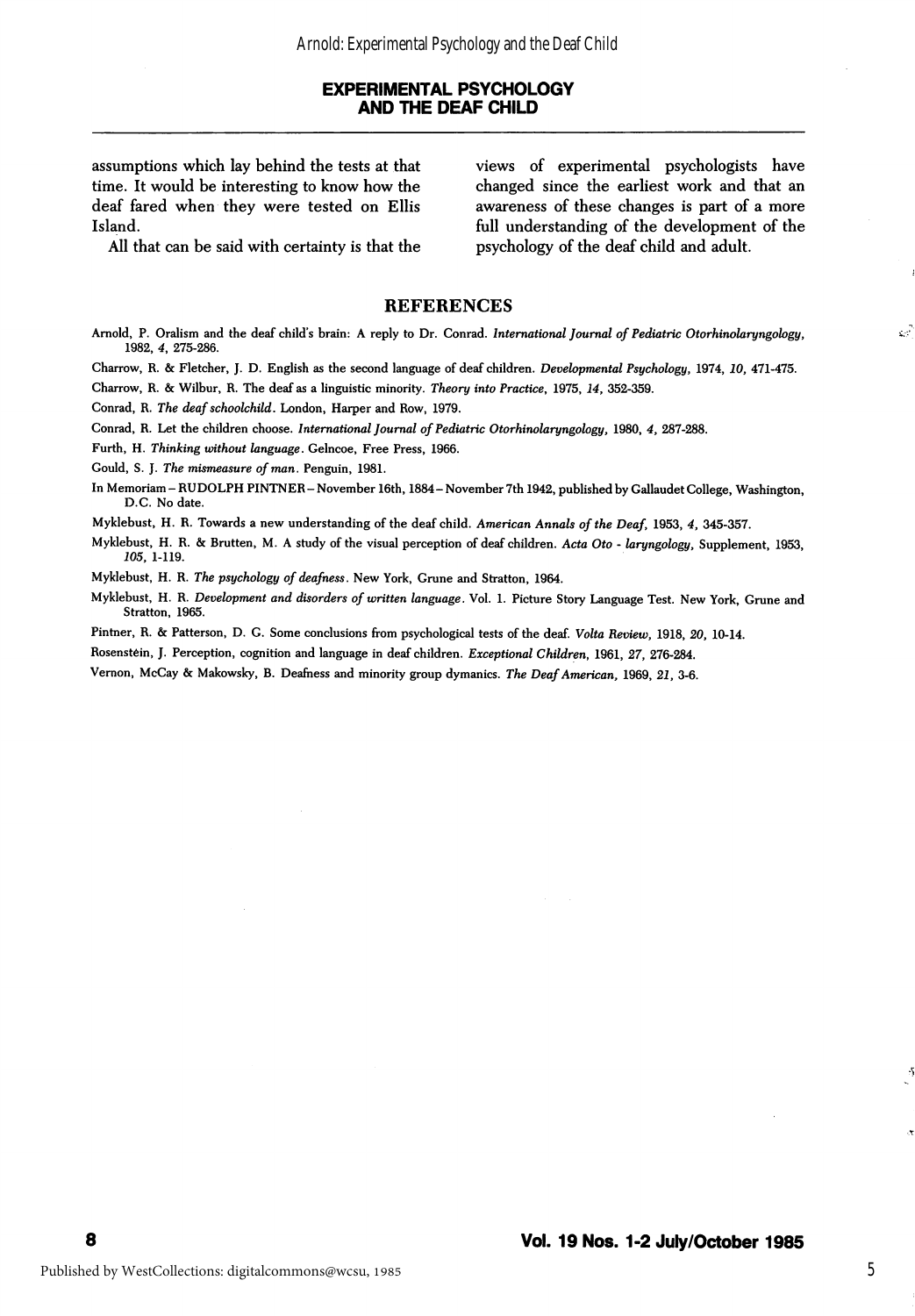assumptions which lay behind the tests at that time. It would be interesting to know how the deaf fared when they were tested on Ellis Island.

All that can be said with certainty is that the views of experimental psychologists have changed since the earliest work and that an awareness of these changes is part of a more full understanding of the development of the psychology of the deaf child and adult.

## REFERENCES

Arnold, P. Oralism and the deaf child's brain: A reply to Dr. Conrad. *International Journal of Pediatric Otorhinolaryngology*, 1982, *4*, 275-286.

Charrow, R. & Fletcher, J. D. English as the second language of deaf children. *Developmental Psychology*, 1974, *10*, 471-475.

Charrow, R. & Wilbur, R. The deaf as a linguistic minority. *Theory into Practice*, 1975, *14*, 352-359.

Conrad, R. *The deaf schoolchild*. London, Harper and Row, 1979.

Conrad, R. Let the children choose. *International Journal of Pediatric Otorhinolaryngology*, 1980, *4*, 287-288.

Furth, H. *Thinking without language*. Gelncoe, Free Press, 1966.

Gould, S. J. *The mismeasure of man*. Penguin, 1981.

In Memoriam – RUDOLPH PINTNER – November 16th, 1884 – November 7th 1942, published by Gallaudet College, Washington, D.C. No date.

Myklebust, H. R. Towards a new understanding of the deaf child. *American Annals of the Deaf*, 1953, *4*, 345-357.

Myklebust, H. R. & Brutten, M. A study of the visual perception of deaf children. *Acta Oto - laryngology*, Supplement, 1953, *105*, 1-119.

Myklebust, H. R. *The psychology of deafness*. New York, Grune and Stratton, 1964.

Myklebust, H. R. *Development and disorders of written language*. Vol. 1. Picture Story Language Test. New York, Grune and Stratton, 1965.

Pintner, R. & Patterson, D. G. Some conclusions from psychological tests of the deaf. *Volta Review*, 1918, *20*, 10-14.

Rosenstein, J. Perception, cognition and language in deaf children. *Exceptional Children*, 1961, *27*, 276-284.

Vernon, McCay & Makowsky, B. Deafness and minority group dymanics. *The Deaf American*, 1969, *21*, 3-6.